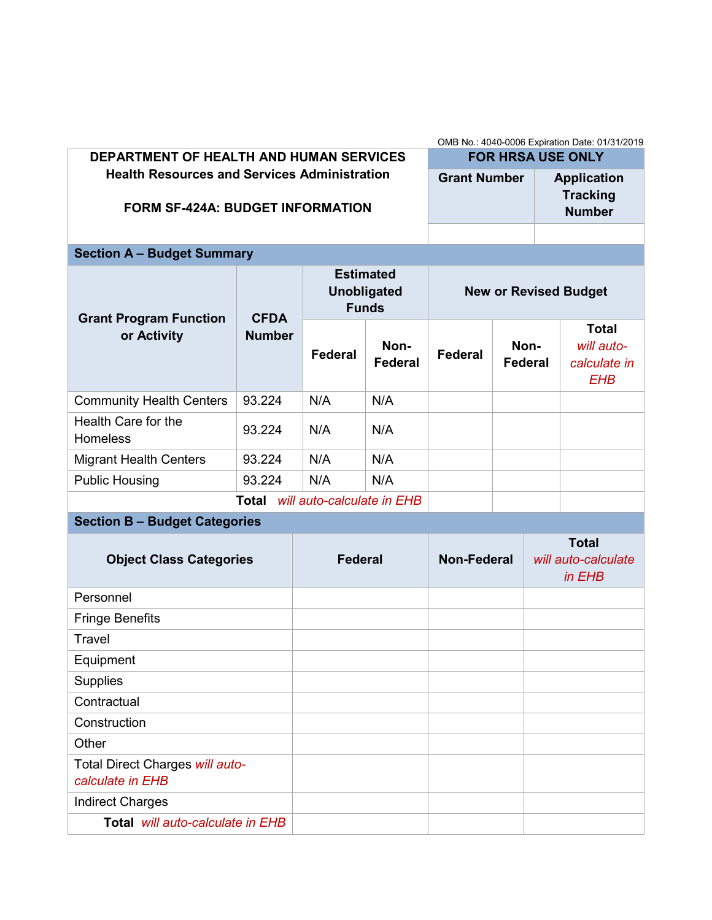OMB No.: 4040-0006 Expiration Date: 01/31/2019

| DEPARTMENT OF HEALTH AND HUMAN SERVICES<br>Health Resources and Services Administration<br><br>FORM SF-424A: BUDGET INFORMATION | FOR HRSA USE ONLY | |
|---|---|---|
| | Grant Number | Application Tracking Number |
| | | |

## Section A – Budget Summary

| Grant Program Function or Activity | CFDA Number | Estimated Unobligated Funds | | New or Revised Budget | | |
|---|---|---|---|---|---|---|
| | | Federal | Non-Federal | Federal | Non-Federal | Total *will auto-calculate in EHB* |
| Community Health Centers | 93.224 | N/A | N/A | | | |
| Health Care for the Homeless | 93.224 | N/A | N/A | | | |
| Migrant Health Centers | 93.224 | N/A | N/A | | | |
| Public Housing | 93.224 | N/A | N/A | | | |
| | **Total** *will auto-calculate in EHB* | | | | | |

## Section B – Budget Categories

| Object Class Categories | Federal | Non-Federal | Total *will auto-calculate in EHB* |
|---|---|---|---|
| Personnel | | | |
| Fringe Benefits | | | |
| Travel | | | |
| Equipment | | | |
| Supplies | | | |
| Contractual | | | |
| Construction | | | |
| Other | | | |
| Total Direct Charges *will auto-calculate in EHB* | | | |
| Indirect Charges | | | |
| **Total** *will auto-calculate in EHB* | | | |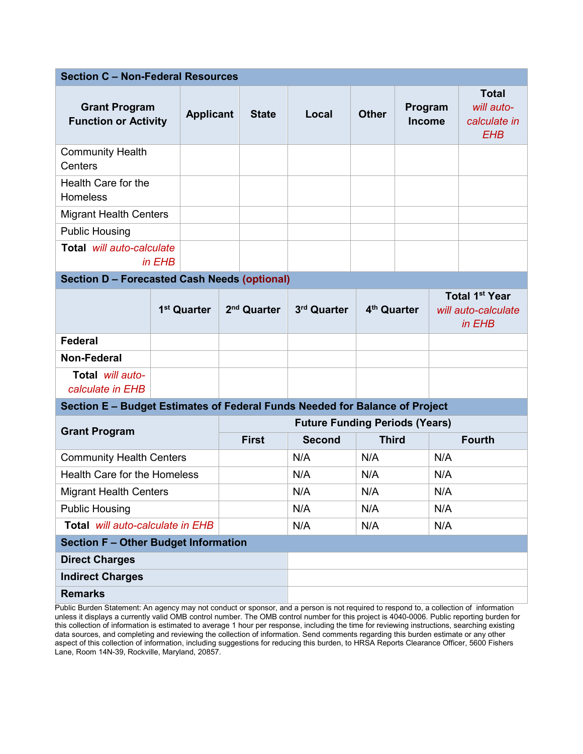## Section C – Non-Federal Resources

| Grant Program Function or Activity | Applicant | State | Local | Other | Program Income | Total *will auto-calculate in EHB* |
|---|---|---|---|---|---|---|
| Community Health Centers | | | | | | |
| Health Care for the Homeless | | | | | | |
| Migrant Health Centers | | | | | | |
| Public Housing | | | | | | |
| **Total** *will auto-calculate in EHB* | | | | | | |

## Section D – Forecasted Cash Needs (optional)

| | 1st Quarter | 2nd Quarter | 3rd Quarter | 4th Quarter | Total 1st Year *will auto-calculate in EHB* |
|---|---|---|---|---|---|
| **Federal** | | | | | |
| **Non-Federal** | | | | | |
| **Total** *will auto-calculate in EHB* | | | | | |

## Section E – Budget Estimates of Federal Funds Needed for Balance of Project

| Grant Program | Future Funding Periods (Years) | | | |
|---|---|---|---|---|
| | First | Second | Third | Fourth |
| Community Health Centers | | N/A | N/A | N/A |
| Health Care for the Homeless | | N/A | N/A | N/A |
| Migrant Health Centers | | N/A | N/A | N/A |
| Public Housing | | N/A | N/A | N/A |
| **Total** *will auto-calculate in EHB* | | N/A | N/A | N/A |

## Section F – Other Budget Information

| | |
|---|---|
| **Direct Charges** | |
| **Indirect Charges** | |
| **Remarks** | |

Public Burden Statement: An agency may not conduct or sponsor, and a person is not required to respond to, a collection of information unless it displays a currently valid OMB control number. The OMB control number for this project is 4040-0006. Public reporting burden for this collection of information is estimated to average 1 hour per response, including the time for reviewing instructions, searching existing data sources, and completing and reviewing the collection of information. Send comments regarding this burden estimate or any other aspect of this collection of information, including suggestions for reducing this burden, to HRSA Reports Clearance Officer, 5600 Fishers Lane, Room 14N-39, Rockville, Maryland, 20857.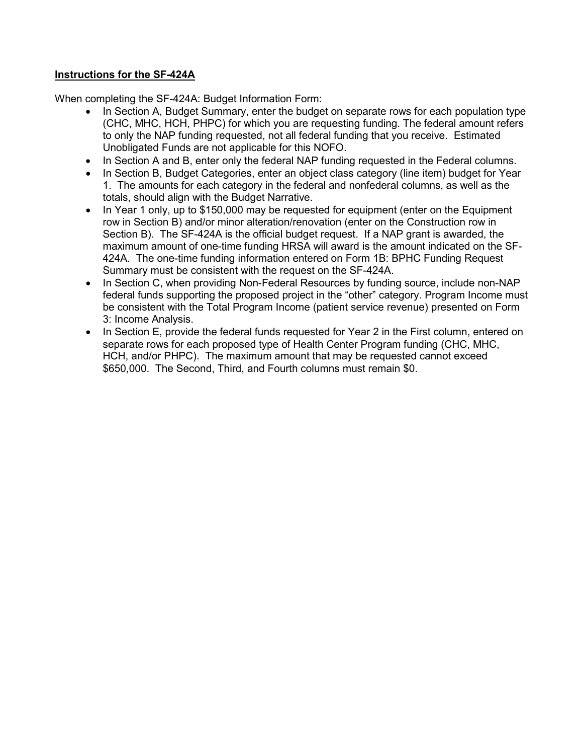**Instructions for the SF-424A**

When completing the SF-424A: Budget Information Form:

- In Section A, Budget Summary, enter the budget on separate rows for each population type (CHC, MHC, HCH, PHPC) for which you are requesting funding. The federal amount refers to only the NAP funding requested, not all federal funding that you receive. Estimated Unobligated Funds are not applicable for this NOFO.
- In Section A and B, enter only the federal NAP funding requested in the Federal columns.
- In Section B, Budget Categories, enter an object class category (line item) budget for Year 1. The amounts for each category in the federal and nonfederal columns, as well as the totals, should align with the Budget Narrative.
- In Year 1 only, up to $150,000 may be requested for equipment (enter on the Equipment row in Section B) and/or minor alteration/renovation (enter on the Construction row in Section B). The SF-424A is the official budget request. If a NAP grant is awarded, the maximum amount of one-time funding HRSA will award is the amount indicated on the SF-424A. The one-time funding information entered on Form 1B: BPHC Funding Request Summary must be consistent with the request on the SF-424A.
- In Section C, when providing Non-Federal Resources by funding source, include non-NAP federal funds supporting the proposed project in the "other" category. Program Income must be consistent with the Total Program Income (patient service revenue) presented on Form 3: Income Analysis.
- In Section E, provide the federal funds requested for Year 2 in the First column, entered on separate rows for each proposed type of Health Center Program funding (CHC, MHC, HCH, and/or PHPC). The maximum amount that may be requested cannot exceed $650,000. The Second, Third, and Fourth columns must remain $0.